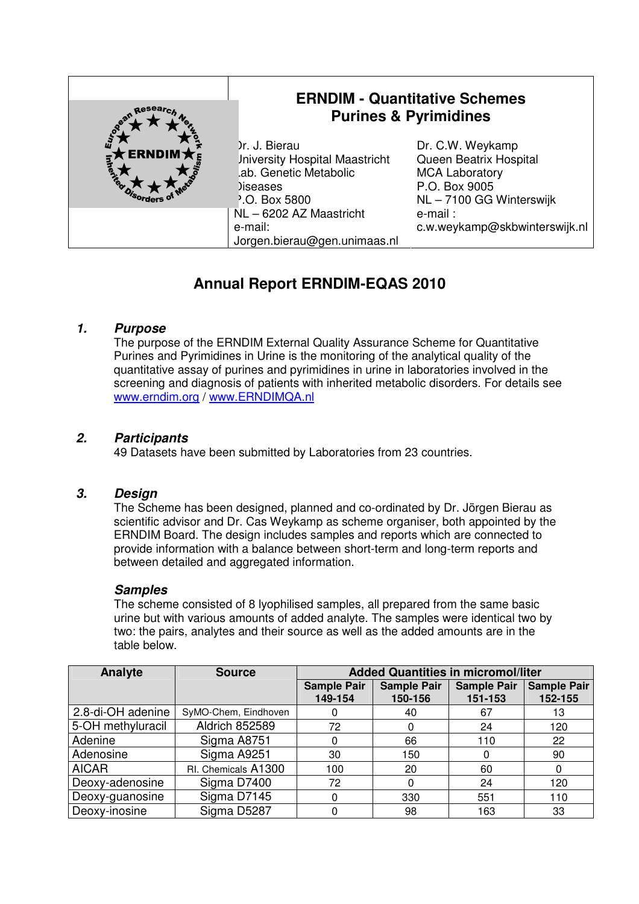# ERNDIM - Quantitative Schemes
# Purines & Pyrimidines

Dr. J. Bierau
University Hospital Maastricht
Lab. Genetic Metabolic Diseases
P.O. Box 5800
NL – 6202 AZ Maastricht
e-mail:
Jorgen.bierau@gen.unimaas.nl

Dr. C.W. Weykamp
Queen Beatrix Hospital
MCA Laboratory
P.O. Box 9005
NL – 7100 GG Winterswijk
e-mail :
c.w.weykamp@skbwinterswijk.nl

## Annual Report ERNDIM-EQAS 2010

### 1. *Purpose*

The purpose of the ERNDIM External Quality Assurance Scheme for Quantitative Purines and Pyrimidines in Urine is the monitoring of the analytical quality of the quantitative assay of purines and pyrimidines in urine in laboratories involved in the screening and diagnosis of patients with inherited metabolic disorders. For details see www.erndim.org / www.ERNDIMQA.nl

### 2. *Participants*

49 Datasets have been submitted by Laboratories from 23 countries.

### 3. *Design*

The Scheme has been designed, planned and co-ordinated by Dr. Jörgen Bierau as scientific advisor and Dr. Cas Weykamp as scheme organiser, both appointed by the ERNDIM Board. The design includes samples and reports which are connected to provide information with a balance between short-term and long-term reports and between detailed and aggregated information.

#### *Samples*

The scheme consisted of 8 lyophilised samples, all prepared from the same basic urine but with various amounts of added analyte. The samples were identical two by two: the pairs, analytes and their source as well as the added amounts are in the table below.

| Analyte | Source | Added Quantities in micromol/liter | | | |
|---|---|---|---|---|---|
| | | Sample Pair 149-154 | Sample Pair 150-156 | Sample Pair 151-153 | Sample Pair 152-155 |
| 2.8-di-OH adenine | SyMO-Chem, Eindhoven | 0 | 40 | 67 | 13 |
| 5-OH methyluracil | Aldrich 852589 | 72 | 0 | 24 | 120 |
| Adenine | Sigma A8751 | 0 | 66 | 110 | 22 |
| Adenosine | Sigma A9251 | 30 | 150 | 0 | 90 |
| AICAR | Rl. Chemicals A1300 | 100 | 20 | 60 | 0 |
| Deoxy-adenosine | Sigma D7400 | 72 | 0 | 24 | 120 |
| Deoxy-guanosine | Sigma D7145 | 0 | 330 | 551 | 110 |
| Deoxy-inosine | Sigma D5287 | 0 | 98 | 163 | 33 |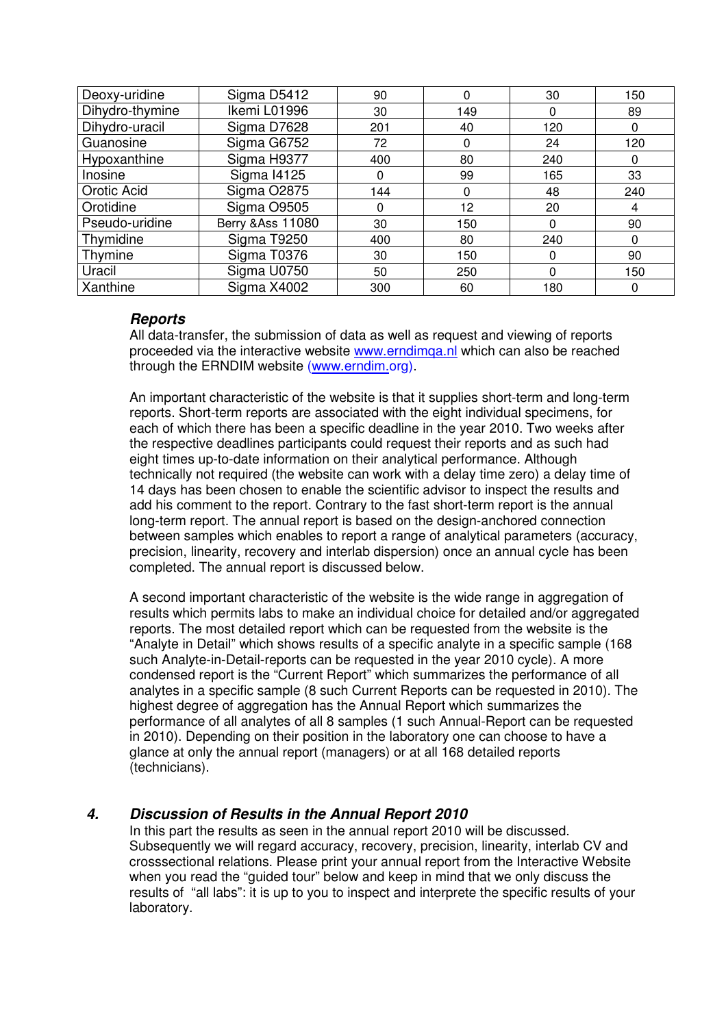| Deoxy-uridine | Sigma D5412 | 90 | 0 | 30 | 150 |
|---|---|---|---|---|---|
| Dihydro-thymine | Ikemi L01996 | 30 | 149 | 0 | 89 |
| Dihydro-uracil | Sigma D7628 | 201 | 40 | 120 | 0 |
| Guanosine | Sigma G6752 | 72 | 0 | 24 | 120 |
| Hypoxanthine | Sigma H9377 | 400 | 80 | 240 | 0 |
| Inosine | Sigma I4125 | 0 | 99 | 165 | 33 |
| Orotic Acid | Sigma O2875 | 144 | 0 | 48 | 240 |
| Orotidine | Sigma O9505 | 0 | 12 | 20 | 4 |
| Pseudo-uridine | Berry &Ass 11080 | 30 | 150 | 0 | 90 |
| Thymidine | Sigma T9250 | 400 | 80 | 240 | 0 |
| Thymine | Sigma T0376 | 30 | 150 | 0 | 90 |
| Uracil | Sigma U0750 | 50 | 250 | 0 | 150 |
| Xanthine | Sigma X4002 | 300 | 60 | 180 | 0 |

### *Reports*

All data-transfer, the submission of data as well as request and viewing of reports proceeded via the interactive website www.erndimqa.nl which can also be reached through the ERNDIM website (www.erndim.org).

An important characteristic of the website is that it supplies short-term and long-term reports. Short-term reports are associated with the eight individual specimens, for each of which there has been a specific deadline in the year 2010. Two weeks after the respective deadlines participants could request their reports and as such had eight times up-to-date information on their analytical performance. Although technically not required (the website can work with a delay time zero) a delay time of 14 days has been chosen to enable the scientific advisor to inspect the results and add his comment to the report. Contrary to the fast short-term report is the annual long-term report. The annual report is based on the design-anchored connection between samples which enables to report a range of analytical parameters (accuracy, precision, linearity, recovery and interlab dispersion) once an annual cycle has been completed. The annual report is discussed below.

A second important characteristic of the website is the wide range in aggregation of results which permits labs to make an individual choice for detailed and/or aggregated reports. The most detailed report which can be requested from the website is the "Analyte in Detail" which shows results of a specific analyte in a specific sample (168 such Analyte-in-Detail-reports can be requested in the year 2010 cycle). A more condensed report is the "Current Report" which summarizes the performance of all analytes in a specific sample (8 such Current Reports can be requested in 2010). The highest degree of aggregation has the Annual Report which summarizes the performance of all analytes of all 8 samples (1 such Annual-Report can be requested in 2010). Depending on their position in the laboratory one can choose to have a glance at only the annual report (managers) or at all 168 detailed reports (technicians).

## *4. Discussion of Results in the Annual Report 2010*

In this part the results as seen in the annual report 2010 will be discussed. Subsequently we will regard accuracy, recovery, precision, linearity, interlab CV and crosssectional relations. Please print your annual report from the Interactive Website when you read the "guided tour" below and keep in mind that we only discuss the results of "all labs": it is up to you to inspect and interprete the specific results of your laboratory.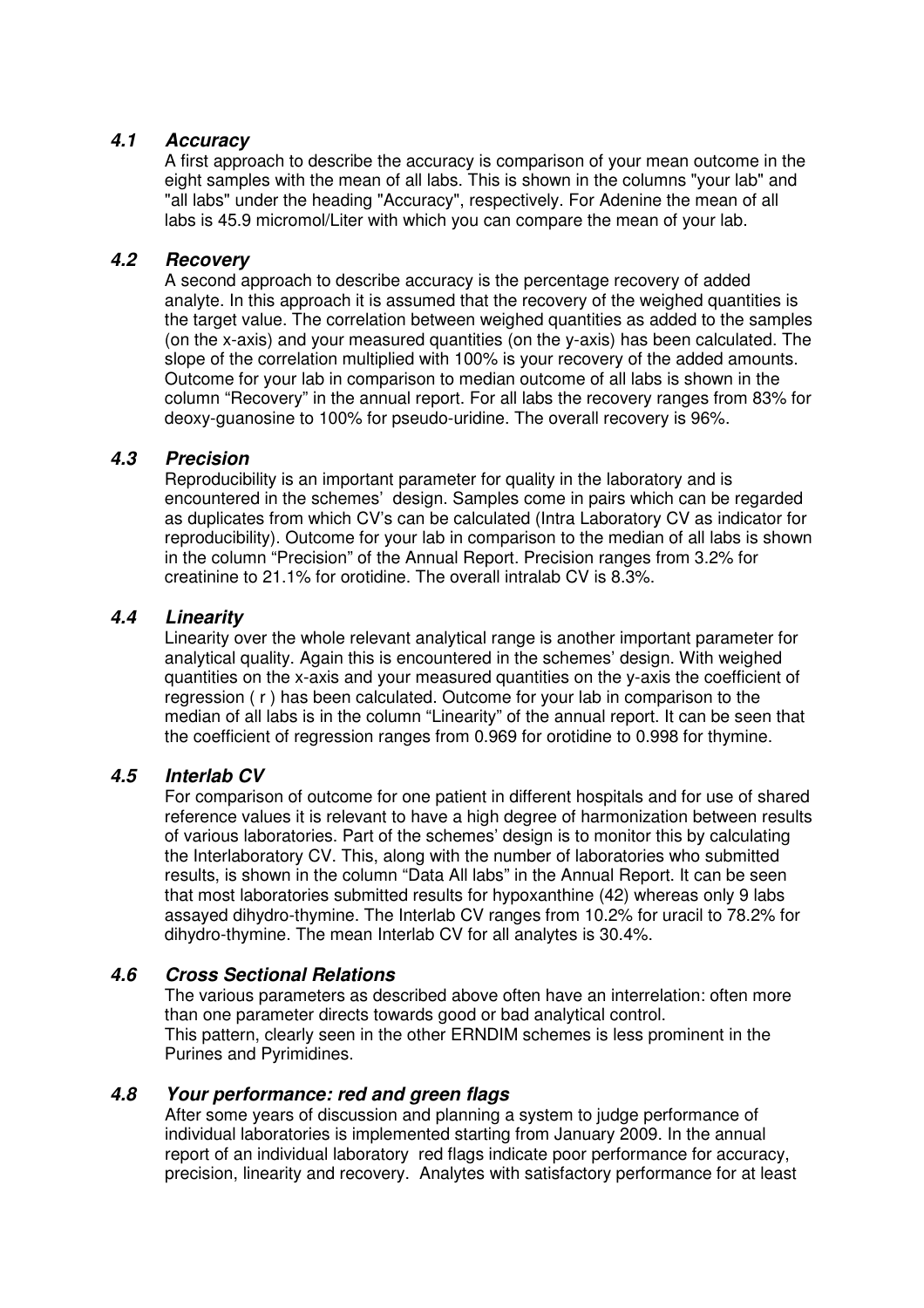### 4.1 Accuracy

A first approach to describe the accuracy is comparison of your mean outcome in the eight samples with the mean of all labs. This is shown in the columns "your lab" and "all labs" under the heading "Accuracy", respectively. For Adenine the mean of all labs is 45.9 micromol/Liter with which you can compare the mean of your lab.

### 4.2 Recovery

A second approach to describe accuracy is the percentage recovery of added analyte. In this approach it is assumed that the recovery of the weighed quantities is the target value. The correlation between weighed quantities as added to the samples (on the x-axis) and your measured quantities (on the y-axis) has been calculated. The slope of the correlation multiplied with 100% is your recovery of the added amounts. Outcome for your lab in comparison to median outcome of all labs is shown in the column "Recovery" in the annual report. For all labs the recovery ranges from 83% for deoxy-guanosine to 100% for pseudo-uridine. The overall recovery is 96%.

### 4.3 Precision

Reproducibility is an important parameter for quality in the laboratory and is encountered in the schemes' design. Samples come in pairs which can be regarded as duplicates from which CV's can be calculated (Intra Laboratory CV as indicator for reproducibility). Outcome for your lab in comparison to the median of all labs is shown in the column "Precision" of the Annual Report. Precision ranges from 3.2% for creatinine to 21.1% for orotidine. The overall intralab CV is 8.3%.

### 4.4 Linearity

Linearity over the whole relevant analytical range is another important parameter for analytical quality. Again this is encountered in the schemes' design. With weighed quantities on the x-axis and your measured quantities on the y-axis the coefficient of regression ( r ) has been calculated. Outcome for your lab in comparison to the median of all labs is in the column "Linearity" of the annual report. It can be seen that the coefficient of regression ranges from 0.969 for orotidine to 0.998 for thymine.

### 4.5 Interlab CV

For comparison of outcome for one patient in different hospitals and for use of shared reference values it is relevant to have a high degree of harmonization between results of various laboratories. Part of the schemes' design is to monitor this by calculating the Interlaboratory CV. This, along with the number of laboratories who submitted results, is shown in the column "Data All labs" in the Annual Report. It can be seen that most laboratories submitted results for hypoxanthine (42) whereas only 9 labs assayed dihydro-thymine. The Interlab CV ranges from 10.2% for uracil to 78.2% for dihydro-thymine. The mean Interlab CV for all analytes is 30.4%.

### 4.6 Cross Sectional Relations

The various parameters as described above often have an interrelation: often more than one parameter directs towards good or bad analytical control.
This pattern, clearly seen in the other ERNDIM schemes is less prominent in the Purines and Pyrimidines.

### 4.8 Your performance: red and green flags

After some years of discussion and planning a system to judge performance of individual laboratories is implemented starting from January 2009. In the annual report of an individual laboratory red flags indicate poor performance for accuracy, precision, linearity and recovery. Analytes with satisfactory performance for at least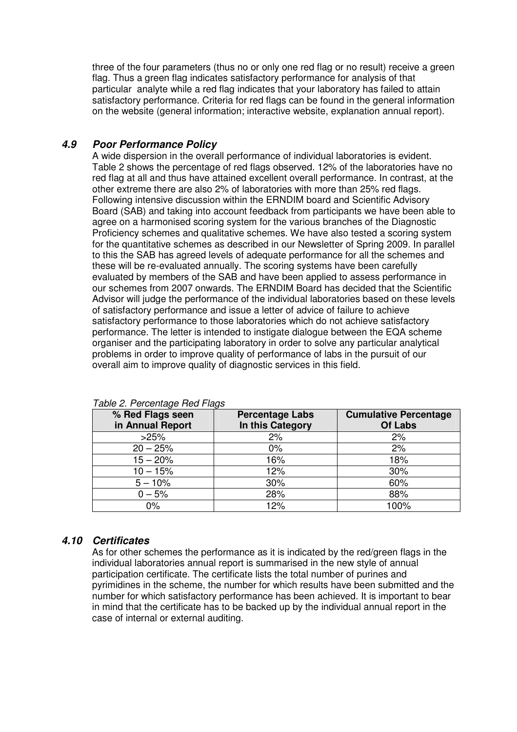three of the four parameters (thus no or only one red flag or no result) receive a green flag. Thus a green flag indicates satisfactory performance for analysis of that particular analyte while a red flag indicates that your laboratory has failed to attain satisfactory performance. Criteria for red flags can be found in the general information on the website (general information; interactive website, explanation annual report).

### *4.9 Poor Performance Policy*

A wide dispersion in the overall performance of individual laboratories is evident. Table 2 shows the percentage of red flags observed. 12% of the laboratories have no red flag at all and thus have attained excellent overall performance. In contrast, at the other extreme there are also 2% of laboratories with more than 25% red flags. Following intensive discussion within the ERNDIM board and Scientific Advisory Board (SAB) and taking into account feedback from participants we have been able to agree on a harmonised scoring system for the various branches of the Diagnostic Proficiency schemes and qualitative schemes. We have also tested a scoring system for the quantitative schemes as described in our Newsletter of Spring 2009. In parallel to this the SAB has agreed levels of adequate performance for all the schemes and these will be re-evaluated annually. The scoring systems have been carefully evaluated by members of the SAB and have been applied to assess performance in our schemes from 2007 onwards. The ERNDIM Board has decided that the Scientific Advisor will judge the performance of the individual laboratories based on these levels of satisfactory performance and issue a letter of advice of failure to achieve satisfactory performance to those laboratories which do not achieve satisfactory performance. The letter is intended to instigate dialogue between the EQA scheme organiser and the participating laboratory in order to solve any particular analytical problems in order to improve quality of performance of labs in the pursuit of our overall aim to improve quality of diagnostic services in this field.

*Table 2. Percentage Red Flags*

| % Red Flags seen in Annual Report | Percentage Labs In this Category | Cumulative Percentage Of Labs |
|---|---|---|
| >25% | 2% | 2% |
| 20 – 25% | 0% | 2% |
| 15 – 20% | 16% | 18% |
| 10 – 15% | 12% | 30% |
| 5 – 10% | 30% | 60% |
| 0 – 5% | 28% | 88% |
| 0% | 12% | 100% |

### *4.10 Certificates*

As for other schemes the performance as it is indicated by the red/green flags in the individual laboratories annual report is summarised in the new style of annual participation certificate. The certificate lists the total number of purines and pyrimidines in the scheme, the number for which results have been submitted and the number for which satisfactory performance has been achieved. It is important to bear in mind that the certificate has to be backed up by the individual annual report in the case of internal or external auditing.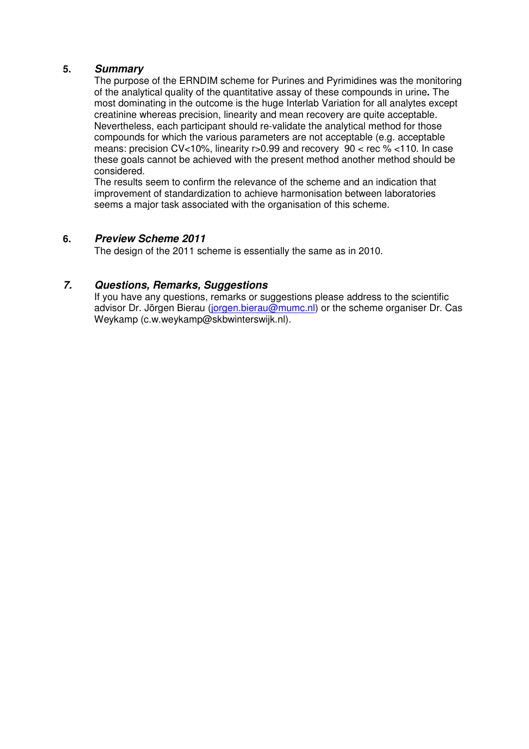## 5. *Summary*

The purpose of the ERNDIM scheme for Purines and Pyrimidines was the monitoring of the analytical quality of the quantitative assay of these compounds in urine**.** The most dominating in the outcome is the huge Interlab Variation for all analytes except creatinine whereas precision, linearity and mean recovery are quite acceptable. Nevertheless, each participant should re-validate the analytical method for those compounds for which the various parameters are not acceptable (e.g. acceptable means: precision CV<10%, linearity r>0.99 and recovery 90 < rec % <110. In case these goals cannot be achieved with the present method another method should be considered.

The results seem to confirm the relevance of the scheme and an indication that improvement of standardization to achieve harmonisation between laboratories seems a major task associated with the organisation of this scheme.

## 6. *Preview Scheme 2011*

The design of the 2011 scheme is essentially the same as in 2010.

## *7. Questions, Remarks, Suggestions*

If you have any questions, remarks or suggestions please address to the scientific advisor Dr. Jörgen Bierau (jorgen.bierau@mumc.nl) or the scheme organiser Dr. Cas Weykamp (c.w.weykamp@skbwinterswijk.nl).